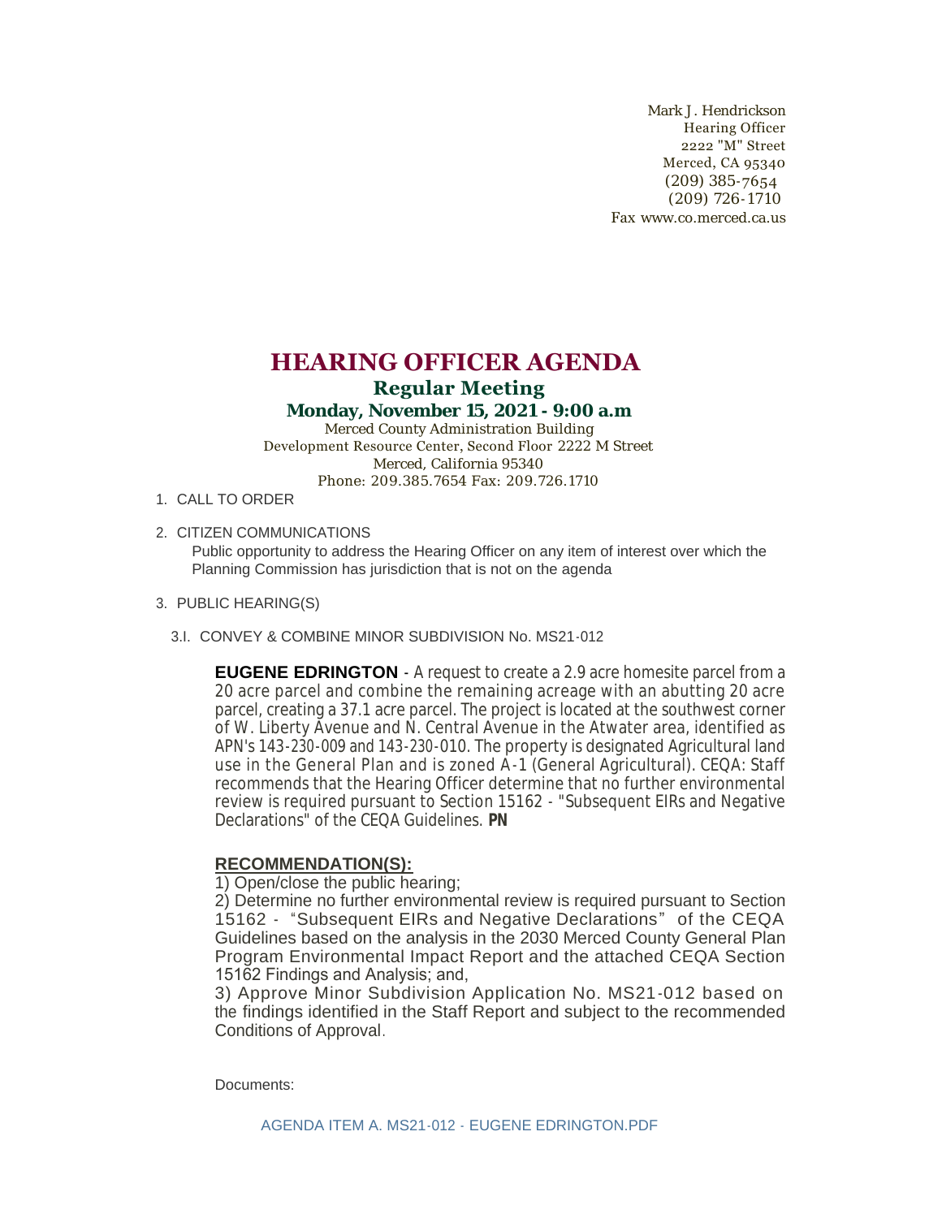Mark J. Hendrickson
Hearing Officer
2222 "M" Street
Merced, CA 95340
(209) 385-7654
(209) 726-1710
Fax www.co.merced.ca.us

# HEARING OFFICER AGENDA

## Regular Meeting

### Monday, November 15, 2021 - 9:00 a.m

Merced County Administration Building
Development Resource Center, Second Floor 2222 M Street
Merced, California 95340
Phone: 209.385.7654 Fax: 209.726.1710

1. CALL TO ORDER

2. CITIZEN COMMUNICATIONS

   Public opportunity to address the Hearing Officer on any item of interest over which the Planning Commission has jurisdiction that is not on the agenda

3. PUBLIC HEARING(S)

   3.I. CONVEY & COMBINE MINOR SUBDIVISION No. MS21-012

   **EUGENE EDRINGTON** - A request to create a 2.9 acre homesite parcel from a 20 acre parcel and combine the remaining acreage with an abutting 20 acre parcel, creating a 37.1 acre parcel. The project is located at the southwest corner of W. Liberty Avenue and N. Central Avenue in the Atwater area, identified as APN's 143-230-009 and 143-230-010. The property is designated Agricultural land use in the General Plan and is zoned A-1 (General Agricultural). CEQA: Staff recommends that the Hearing Officer determine that no further environmental review is required pursuant to Section 15162 - "Subsequent EIRs and Negative Declarations" of the CEQA Guidelines. **PN**

   **RECOMMENDATION(S):**

   1) Open/close the public hearing;
   2) Determine no further environmental review is required pursuant to Section 15162 - "Subsequent EIRs and Negative Declarations" of the CEQA Guidelines based on the analysis in the 2030 Merced County General Plan Program Environmental Impact Report and the attached CEQA Section 15162 Findings and Analysis; and,
   3) Approve Minor Subdivision Application No. MS21-012 based on the findings identified in the Staff Report and subject to the recommended Conditions of Approval.

   Documents:

   AGENDA ITEM A. MS21-012 - EUGENE EDRINGTON.PDF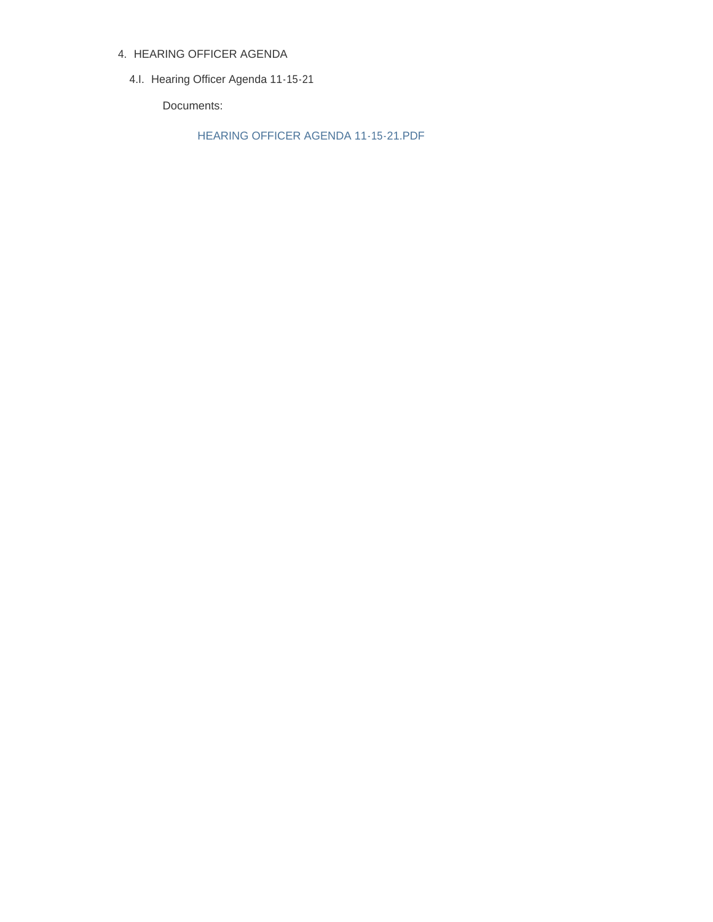4. HEARING OFFICER AGENDA

   4.I. Hearing Officer Agenda 11-15-21

   Documents:

   HEARING OFFICER AGENDA 11-15-21.PDF